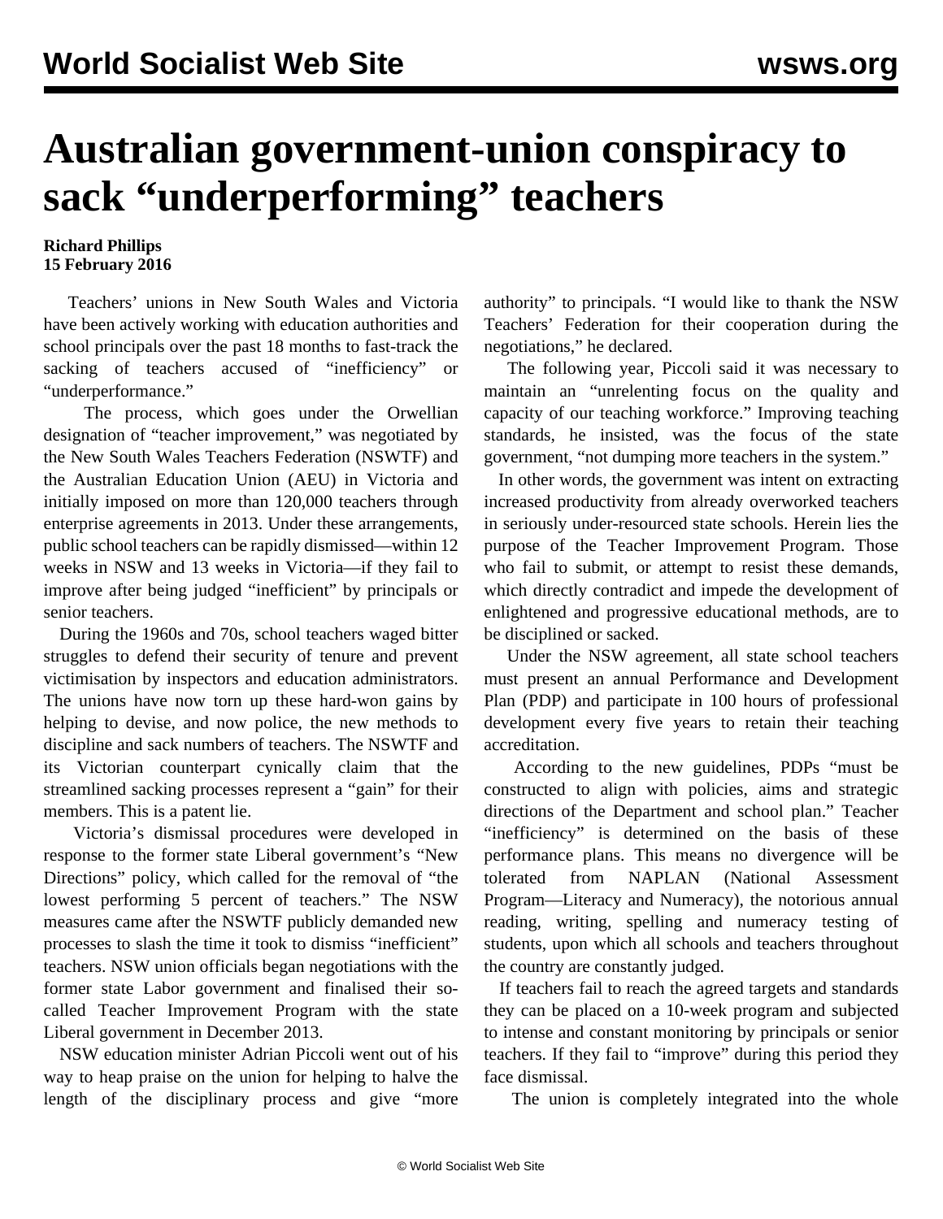# Australian government-union conspiracy to sack "underperforming" teachers

**Richard Phillips**
**15 February 2016**

Teachers' unions in New South Wales and Victoria have been actively working with education authorities and school principals over the past 18 months to fast-track the sacking of teachers accused of "inefficiency" or "underperformance."

The process, which goes under the Orwellian designation of "teacher improvement," was negotiated by the New South Wales Teachers Federation (NSWTF) and the Australian Education Union (AEU) in Victoria and initially imposed on more than 120,000 teachers through enterprise agreements in 2013. Under these arrangements, public school teachers can be rapidly dismissed—within 12 weeks in NSW and 13 weeks in Victoria—if they fail to improve after being judged "inefficient" by principals or senior teachers.

During the 1960s and 70s, school teachers waged bitter struggles to defend their security of tenure and prevent victimisation by inspectors and education administrators. The unions have now torn up these hard-won gains by helping to devise, and now police, the new methods to discipline and sack numbers of teachers. The NSWTF and its Victorian counterpart cynically claim that the streamlined sacking processes represent a "gain" for their members. This is a patent lie.

Victoria's dismissal procedures were developed in response to the former state Liberal government's "New Directions" policy, which called for the removal of "the lowest performing 5 percent of teachers." The NSW measures came after the NSWTF publicly demanded new processes to slash the time it took to dismiss "inefficient" teachers. NSW union officials began negotiations with the former state Labor government and finalised their so-called Teacher Improvement Program with the state Liberal government in December 2013.

NSW education minister Adrian Piccoli went out of his way to heap praise on the union for helping to halve the length of the disciplinary process and give "more authority" to principals. "I would like to thank the NSW Teachers' Federation for their cooperation during the negotiations," he declared.

The following year, Piccoli said it was necessary to maintain an "unrelenting focus on the quality and capacity of our teaching workforce." Improving teaching standards, he insisted, was the focus of the state government, "not dumping more teachers in the system."

In other words, the government was intent on extracting increased productivity from already overworked teachers in seriously under-resourced state schools. Herein lies the purpose of the Teacher Improvement Program. Those who fail to submit, or attempt to resist these demands, which directly contradict and impede the development of enlightened and progressive educational methods, are to be disciplined or sacked.

Under the NSW agreement, all state school teachers must present an annual Performance and Development Plan (PDP) and participate in 100 hours of professional development every five years to retain their teaching accreditation.

According to the new guidelines, PDPs "must be constructed to align with policies, aims and strategic directions of the Department and school plan." Teacher "inefficiency" is determined on the basis of these performance plans. This means no divergence will be tolerated from NAPLAN (National Assessment Program—Literacy and Numeracy), the notorious annual reading, writing, spelling and numeracy testing of students, upon which all schools and teachers throughout the country are constantly judged.

If teachers fail to reach the agreed targets and standards they can be placed on a 10-week program and subjected to intense and constant monitoring by principals or senior teachers. If they fail to "improve" during this period they face dismissal.

The union is completely integrated into the whole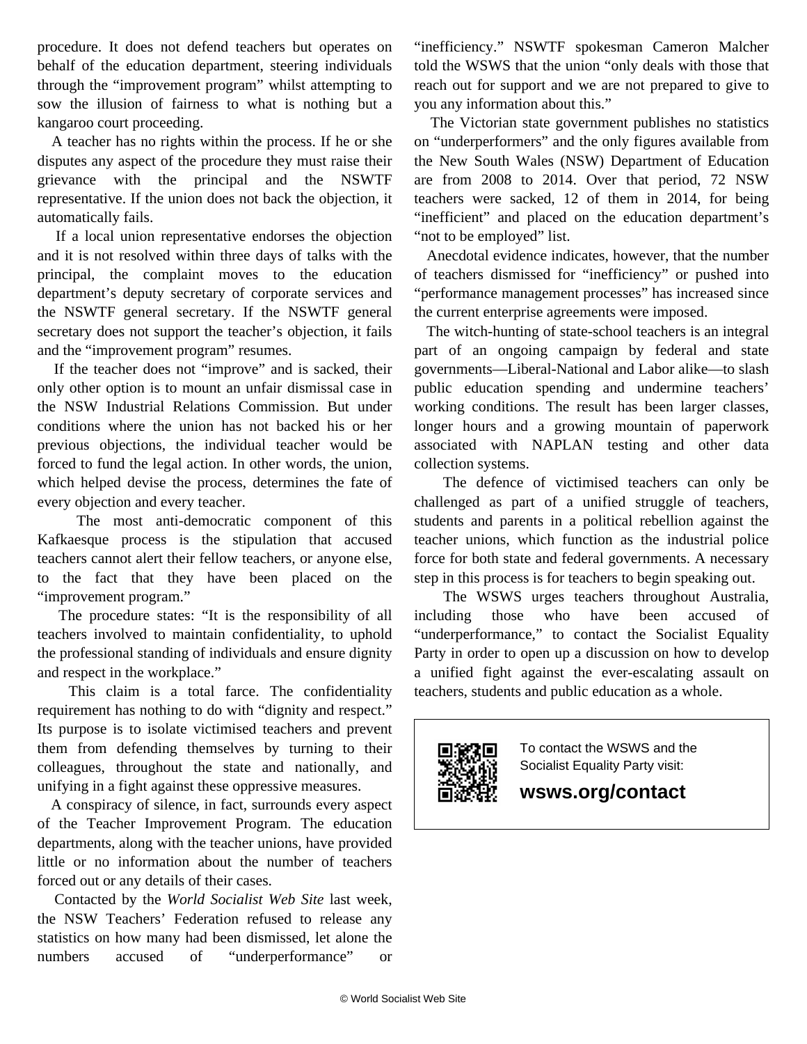procedure. It does not defend teachers but operates on behalf of the education department, steering individuals through the "improvement program" whilst attempting to sow the illusion of fairness to what is nothing but a kangaroo court proceeding.

A teacher has no rights within the procedure. If he or she disputes any aspect of the procedure they must raise their grievance with the principal and the NSWTF representative. If the union does not back the objection, it automatically fails.

If a local union representative endorses the objection and it is not resolved within three days of talks with the principal, the complaint moves to the education department's deputy secretary of corporate services and the NSWTF general secretary. If the NSWTF general secretary does not support the teacher's objection, it fails and the "improvement program" resumes.

If the teacher does not "improve" and is sacked, their only other option is to mount an unfair dismissal case in the NSW Industrial Relations Commission. But under conditions where the union has not backed his or her previous objections, the individual teacher would be forced to fund the legal action. In other words, the union, which helped devise the process, determines the fate of every objection and every teacher.

The most anti-democratic component of this Kafkaesque process is the stipulation that accused teachers cannot alert their fellow teachers, or anyone else, to the fact that they have been placed on the "improvement program."

The procedure states: "It is the responsibility of all teachers involved to maintain confidentiality, to uphold the professional standing of individuals and ensure dignity and respect in the workplace."

This claim is a total farce. The confidentiality requirement has nothing to do with "dignity and respect." Its purpose is to isolate victimised teachers and prevent them from defending themselves by turning to their colleagues, throughout the state and nationally, and unifying in a fight against these oppressive measures.

A conspiracy of silence, in fact, surrounds every aspect of the Teacher Improvement Program. The education departments, along with the teacher unions, have provided little or no information about the number of teachers forced out or any details of their cases.

Contacted by the *World Socialist Web Site* last week, the NSW Teachers' Federation refused to release any statistics on how many had been dismissed, let alone the numbers accused of "underperformance" or "inefficiency." NSWTF spokesman Cameron Malcher told the WSWS that the union "only deals with those that reach out for support and we are not prepared to give to you any information about this."

The Victorian state government publishes no statistics on "underperformers" and the only figures available from the New South Wales (NSW) Department of Education are from 2008 to 2014. Over that period, 72 NSW teachers were sacked, 12 of them in 2014, for being "inefficient" and placed on the education department's "not to be employed" list.

Anecdotal evidence indicates, however, that the number of teachers dismissed for "inefficiency" or pushed into "performance management processes" has increased since the current enterprise agreements were imposed.

The witch-hunting of state-school teachers is an integral part of an ongoing campaign by federal and state governments—Liberal-National and Labor alike—to slash public education spending and undermine teachers' working conditions. The result has been larger classes, longer hours and a growing mountain of paperwork associated with NAPLAN testing and other data collection systems.

The defence of victimised teachers can only be challenged as part of a unified struggle of teachers, students and parents in a political rebellion against the teacher unions, which function as the industrial police force for both state and federal governments. A necessary step in this process is for teachers to begin speaking out.

The WSWS urges teachers throughout Australia, including those who have been accused of "underperformance," to contact the Socialist Equality Party in order to open up a discussion on how to develop a unified fight against the ever-escalating assault on teachers, students and public education as a whole.

To contact the WSWS and the Socialist Equality Party visit:

**wsws.org/contact**